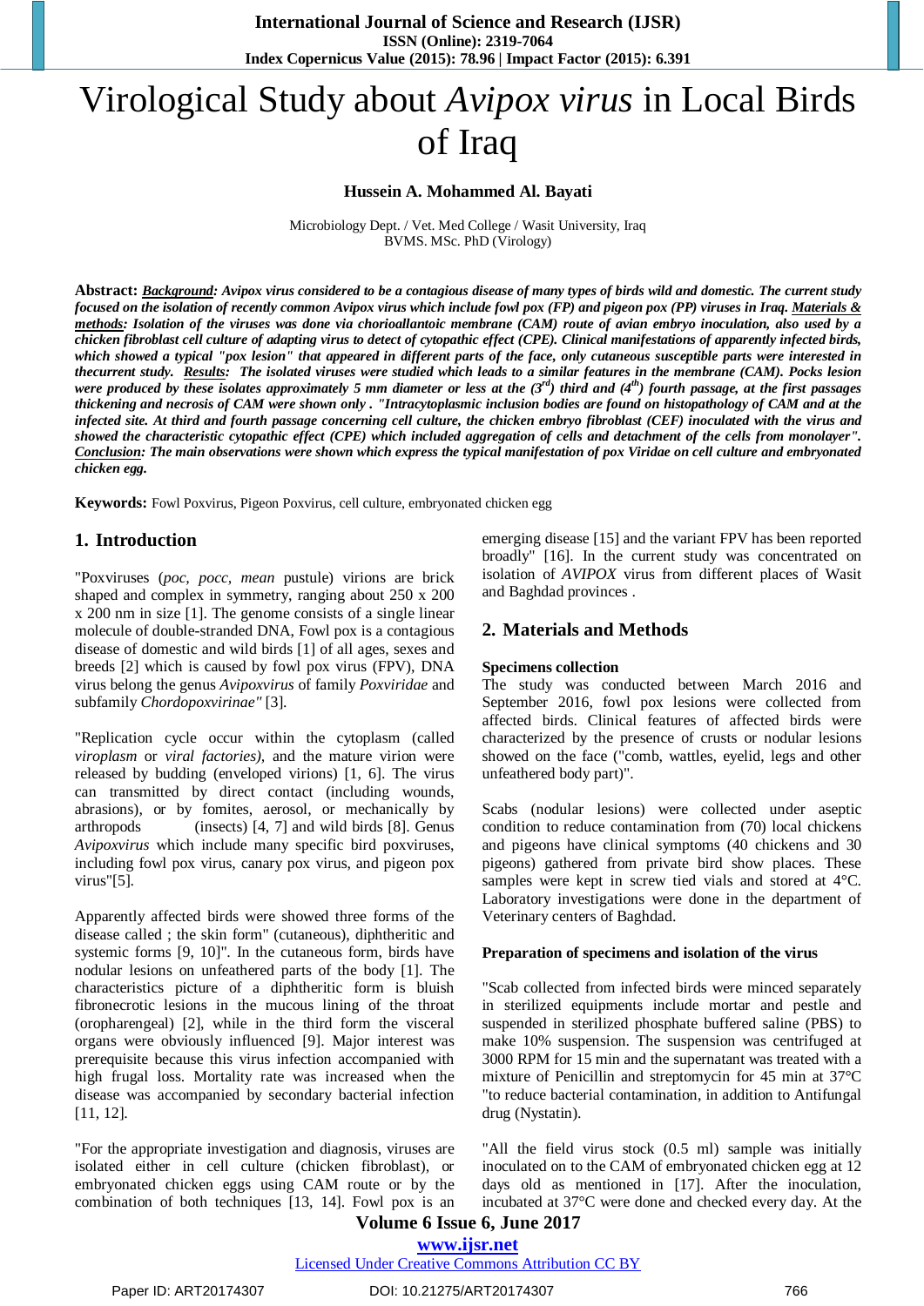# Virological Study about *Avipox virus* in Local Birds of Iraq

**Hussein A. Mohammed Al. Bayati**

Microbiology Dept. / Vet. Med College / Wasit University, Iraq
BVMS. MSc. PhD (Virology)

**Abstract:** ***Background**: Avipox virus considered to be a contagious disease of many types of birds wild and domestic. The current study focused on the isolation of recently common Avipox virus which include fowl pox (FP) and pigeon pox (PP) viruses in Iraq. **Materials & methods**: Isolation of the viruses was done via chorioallantoic membrane (CAM) route of avian embryo inoculation, also used by a chicken fibroblast cell culture of adapting virus to detect of cytopathic effect (CPE). Clinical manifestations of apparently infected birds, which showed a typical "pox lesion" that appeared in different parts of the face, only cutaneous susceptible parts were interested in thecurrent study. **Results**: The isolated viruses were studied which leads to a similar features in the membrane (CAM). Pocks lesion were produced by these isolates approximately 5 mm diameter or less at the (3rd) third and (4th) fourth passage, at the first passages thickening and necrosis of CAM were shown only . "Intracytoplasmic inclusion bodies are found on histopathology of CAM and at the infected site. At third and fourth passage concerning cell culture, the chicken embryo fibroblast (CEF) inoculated with the virus and showed the characteristic cytopathic effect (CPE) which included aggregation of cells and detachment of the cells from monolayer". **Conclusion**: The main observations were shown which express the typical manifestation of pox Viridae on cell culture and embryonated chicken egg.*

**Keywords:** Fowl Poxvirus, Pigeon Poxvirus, cell culture, embryonated chicken egg

## 1. Introduction

"Poxviruses (*poc, pocc, mean* pustule) virions are brick shaped and complex in symmetry, ranging about 250 x 200 x 200 nm in size [1]. The genome consists of a single linear molecule of double-stranded DNA, Fowl pox is a contagious disease of domestic and wild birds [1] of all ages, sexes and breeds [2] which is caused by fowl pox virus (FPV), DNA virus belong the genus *Avipoxvirus* of family *Poxviridae* and subfamily *Chordopoxvirinae"* [3].

"Replication cycle occur within the cytoplasm (called *viroplasm* or *viral factories),* and the mature virion were released by budding (enveloped virions) [1, 6]. The virus can transmitted by direct contact (including wounds, abrasions), or by fomites, aerosol, or mechanically by arthropods (insects) [4, 7] and wild birds [8]. Genus *Avipoxvirus* which include many specific bird poxviruses, including fowl pox virus, canary pox virus, and pigeon pox virus"[5].

Apparently affected birds were showed three forms of the disease called ; the skin form" (cutaneous), diphtheritic and systemic forms [9, 10]". In the cutaneous form, birds have nodular lesions on unfeathered parts of the body [1]. The characteristics picture of a diphtheritic form is bluish fibronecrotic lesions in the mucous lining of the throat (oropharengeal) [2], while in the third form the visceral organs were obviously influenced [9]. Major interest was prerequisite because this virus infection accompanied with high frugal loss. Mortality rate was increased when the disease was accompanied by secondary bacterial infection [11, 12].

"For the appropriate investigation and diagnosis, viruses are isolated either in cell culture (chicken fibroblast), or embryonated chicken eggs using CAM route or by the combination of both techniques [13, 14]. Fowl pox is an emerging disease [15] and the variant FPV has been reported broadly" [16]. In the current study was concentrated on isolation of *AVIPOX* virus from different places of Wasit and Baghdad provinces .

## 2. Materials and Methods

**Specimens collection**

The study was conducted between March 2016 and September 2016, fowl pox lesions were collected from affected birds. Clinical features of affected birds were characterized by the presence of crusts or nodular lesions showed on the face ("comb, wattles, eyelid, legs and other unfeathered body part)".

Scabs (nodular lesions) were collected under aseptic condition to reduce contamination from (70) local chickens and pigeons have clinical symptoms (40 chickens and 30 pigeons) gathered from private bird show places. These samples were kept in screw tied vials and stored at 4°C. Laboratory investigations were done in the department of Veterinary centers of Baghdad.

**Preparation of specimens and isolation of the virus**

"Scab collected from infected birds were minced separately in sterilized equipments include mortar and pestle and suspended in sterilized phosphate buffered saline (PBS) to make 10% suspension. The suspension was centrifuged at 3000 RPM for 15 min and the supernatant was treated with a mixture of Penicillin and streptomycin for 45 min at 37°C "to reduce bacterial contamination, in addition to Antifungal drug (Nystatin).

"All the field virus stock (0.5 ml) sample was initially inoculated on to the CAM of embryonated chicken egg at 12 days old as mentioned in [17]. After the inoculation, incubated at 37°C were done and checked every day. At the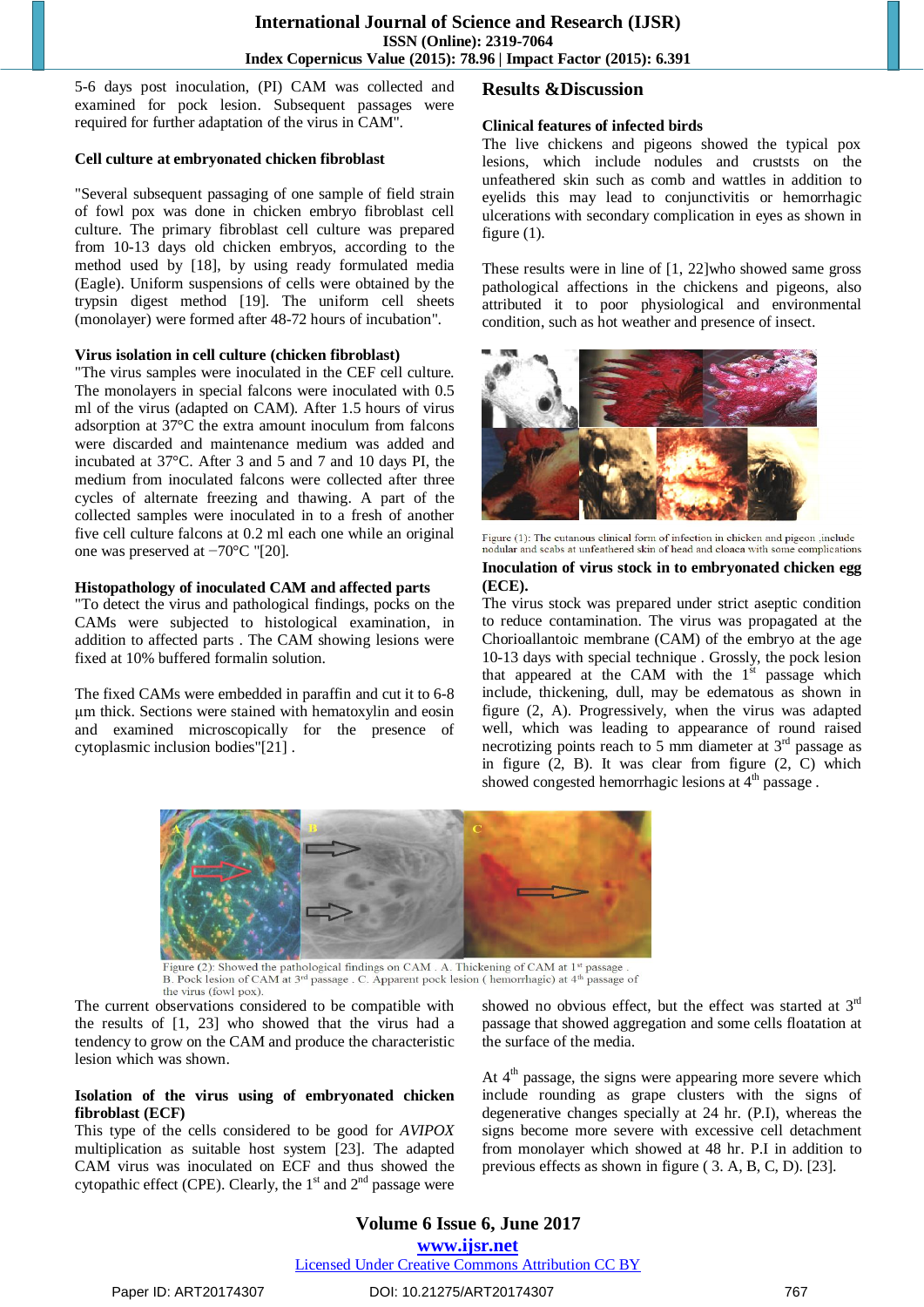5-6 days post inoculation, (PI) CAM was collected and examined for pock lesion. Subsequent passages were required for further adaptation of the virus in CAM".

### Cell culture at embryonated chicken fibroblast

"Several subsequent passaging of one sample of field strain of fowl pox was done in chicken embryo fibroblast cell culture. The primary fibroblast cell culture was prepared from 10-13 days old chicken embryos, according to the method used by [18], by using ready formulated media (Eagle). Uniform suspensions of cells were obtained by the trypsin digest method [19]. The uniform cell sheets (monolayer) were formed after 48-72 hours of incubation".

### Virus isolation in cell culture (chicken fibroblast)

"The virus samples were inoculated in the CEF cell culture. The monolayers in special falcons were inoculated with 0.5 ml of the virus (adapted on CAM). After 1.5 hours of virus adsorption at 37°C the extra amount inoculum from falcons were discarded and maintenance medium was added and incubated at 37°C. After 3 and 5 and 7 and 10 days PI, the medium from inoculated falcons were collected after three cycles of alternate freezing and thawing. A part of the collected samples were inoculated in to a fresh of another five cell culture falcons at 0.2 ml each one while an original one was preserved at −70°C "[20].

### Histopathology of inoculated CAM and affected parts

"To detect the virus and pathological findings, pocks on the CAMs were subjected to histological examination, in addition to affected parts . The CAM showing lesions were fixed at 10% buffered formalin solution.

The fixed CAMs were embedded in paraffin and cut it to 6-8 µm thick. Sections were stained with hematoxylin and eosin and examined microscopically for the presence of cytoplasmic inclusion bodies"[21] .

## Results &Discussion

### Clinical features of infected birds

The live chickens and pigeons showed the typical pox lesions, which include nodules and cruststs on the unfeathered skin such as comb and wattles in addition to eyelids this may lead to conjunctivitis or hemorrhagic ulcerations with secondary complication in eyes as shown in figure (1).

These results were in line of [1, 22]who showed same gross pathological affections in the chickens and pigeons, also attributed it to poor physiological and environmental condition, such as hot weather and presence of insect.

Figure (1): The cutanous clinical form of infection in chicken and pigeon .include nodular and scabs at unfeathered skin of head and cloaca with some complications

### Inoculation of virus stock in to embryonated chicken egg (ECE).

The virus stock was prepared under strict aseptic condition to reduce contamination. The virus was propagated at the Chorioallantoic membrane (CAM) of the embryo at the age 10-13 days with special technique . Grossly, the pock lesion that appeared at the CAM with the 1st passage which include, thickening, dull, may be edematous as shown in figure (2, A). Progressively, when the virus was adapted well, which was leading to appearance of round raised necrotizing points reach to 5 mm diameter at 3rd passage as in figure (2, B). It was clear from figure (2, C) which showed congested hemorrhagic lesions at 4th passage .

Figure (2): Showed the pathological findings on CAM . A. Thickening of CAM at 1st passage . B. Pock lesion of CAM at 3rd passage . C. Apparent pock lesion ( hemorrhagic) at 4th passage of the virus (fowl pox).

The current observations considered to be compatible with the results of [1, 23] who showed that the virus had a tendency to grow on the CAM and produce the characteristic lesion which was shown.

### Isolation of the virus using of embryonated chicken fibroblast (ECF)

This type of the cells considered to be good for *AVIPOX* multiplication as suitable host system [23]. The adapted CAM virus was inoculated on ECF and thus showed the cytopathic effect (CPE). Clearly, the 1st and 2nd passage were showed no obvious effect, but the effect was started at 3rd passage that showed aggregation and some cells floatation at the surface of the media.

At 4th passage, the signs were appearing more severe which include rounding as grape clusters with the signs of degenerative changes specially at 24 hr. (P.I), whereas the signs become more severe with excessive cell detachment from monolayer which showed at 48 hr. P.I in addition to previous effects as shown in figure ( 3. A, B, C, D). [23].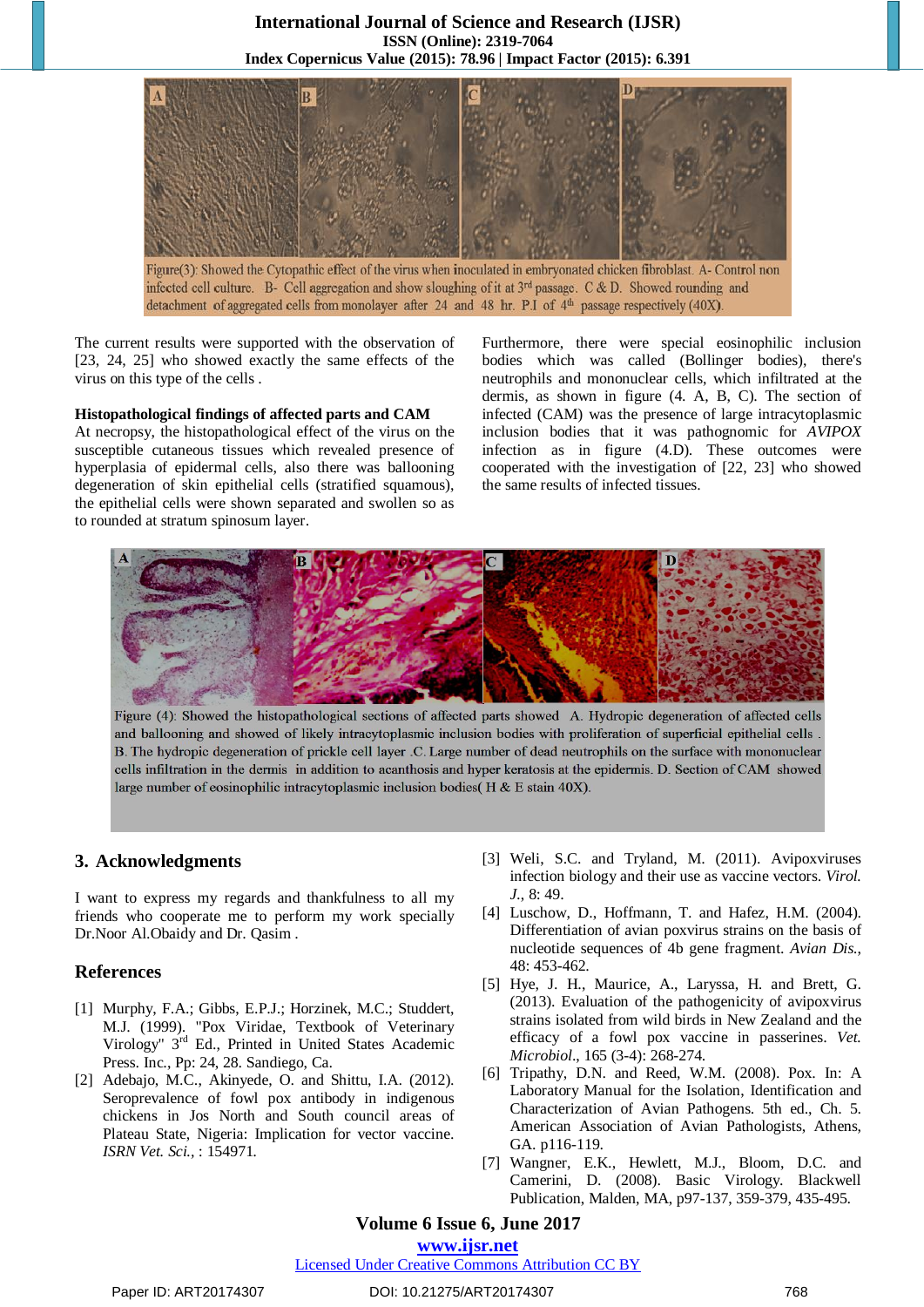Figure(3): Showed the Cytopathic effect of the virus when inoculated in embryonated chicken fibroblast. A- Control non infected cell culture. B- Cell aggregation and show sloughing of it at 3rd passage. C & D. Showed rounding and detachment of aggregated cells from monolayer after 24 and 48 hr. P.I of 4th passage respectively (40X).

The current results were supported with the observation of [23, 24, 25] who showed exactly the same effects of the virus on this type of the cells .

**Histopathological findings of affected parts and CAM**

At necropsy, the histopathological effect of the virus on the susceptible cutaneous tissues which revealed presence of hyperplasia of epidermal cells, also there was ballooning degeneration of skin epithelial cells (stratified squamous), the epithelial cells were shown separated and swollen so as to rounded at stratum spinosum layer.

Furthermore, there were special eosinophilic inclusion bodies which was called (Bollinger bodies), there's neutrophils and mononuclear cells, which infiltrated at the dermis, as shown in figure (4. A, B, C). The section of infected (CAM) was the presence of large intracytoplasmic inclusion bodies that it was pathognomic for *AVIPOX* infection as in figure (4.D). These outcomes were cooperated with the investigation of [22, 23] who showed the same results of infected tissues.

Figure (4): Showed the histopathological sections of affected parts showed A. Hydropic degeneration of affected cells and ballooning and showed of likely intracytoplasmic inclusion bodies with proliferation of superficial epithelial cells . B. The hydropic degeneration of prickle cell layer .C. Large number of dead neutrophils on the surface with mononuclear cells infiltration in the dermis in addition to acanthosis and hyper keratosis at the epidermis. D. Section of CAM showed large number of eosinophilic intracytoplasmic inclusion bodies( H & E stain 40X).

## 3. Acknowledgments

I want to express my regards and thankfulness to all my friends who cooperate me to perform my work specially Dr.Noor Al.Obaidy and Dr. Qasim .

## References

[1] Murphy, F.A.; Gibbs, E.P.J.; Horzinek, M.C.; Studdert, M.J. (1999). "Pox Viridae, Textbook of Veterinary Virology" 3rd Ed., Printed in United States Academic Press. Inc., Pp: 24, 28. Sandiego, Ca.

[2] Adebajo, M.C., Akinyede, O. and Shittu, I.A. (2012). Seroprevalence of fowl pox antibody in indigenous chickens in Jos North and South council areas of Plateau State, Nigeria: Implication for vector vaccine. *ISRN Vet. Sci.*, : 154971.

[3] Weli, S.C. and Tryland, M. (2011). Avipoxviruses infection biology and their use as vaccine vectors. *Virol. J.*, 8: 49.

[4] Luschow, D., Hoffmann, T. and Hafez, H.M. (2004). Differentiation of avian poxvirus strains on the basis of nucleotide sequences of 4b gene fragment. *Avian Dis.*, 48: 453-462.

[5] Hye, J. H., Maurice, A., Laryssa, H. and Brett, G. (2013). Evaluation of the pathogenicity of avipoxvirus strains isolated from wild birds in New Zealand and the efficacy of a fowl pox vaccine in passerines. *Vet. Microbiol.*, 165 (3-4): 268-274.

[6] Tripathy, D.N. and Reed, W.M. (2008). Pox. In: A Laboratory Manual for the Isolation, Identification and Characterization of Avian Pathogens. 5th ed., Ch. 5. American Association of Avian Pathologists, Athens, GA. p116-119.

[7] Wangner, E.K., Hewlett, M.J., Bloom, D.C. and Camerini, D. (2008). Basic Virology. Blackwell Publication, Malden, MA, p97-137, 359-379, 435-495.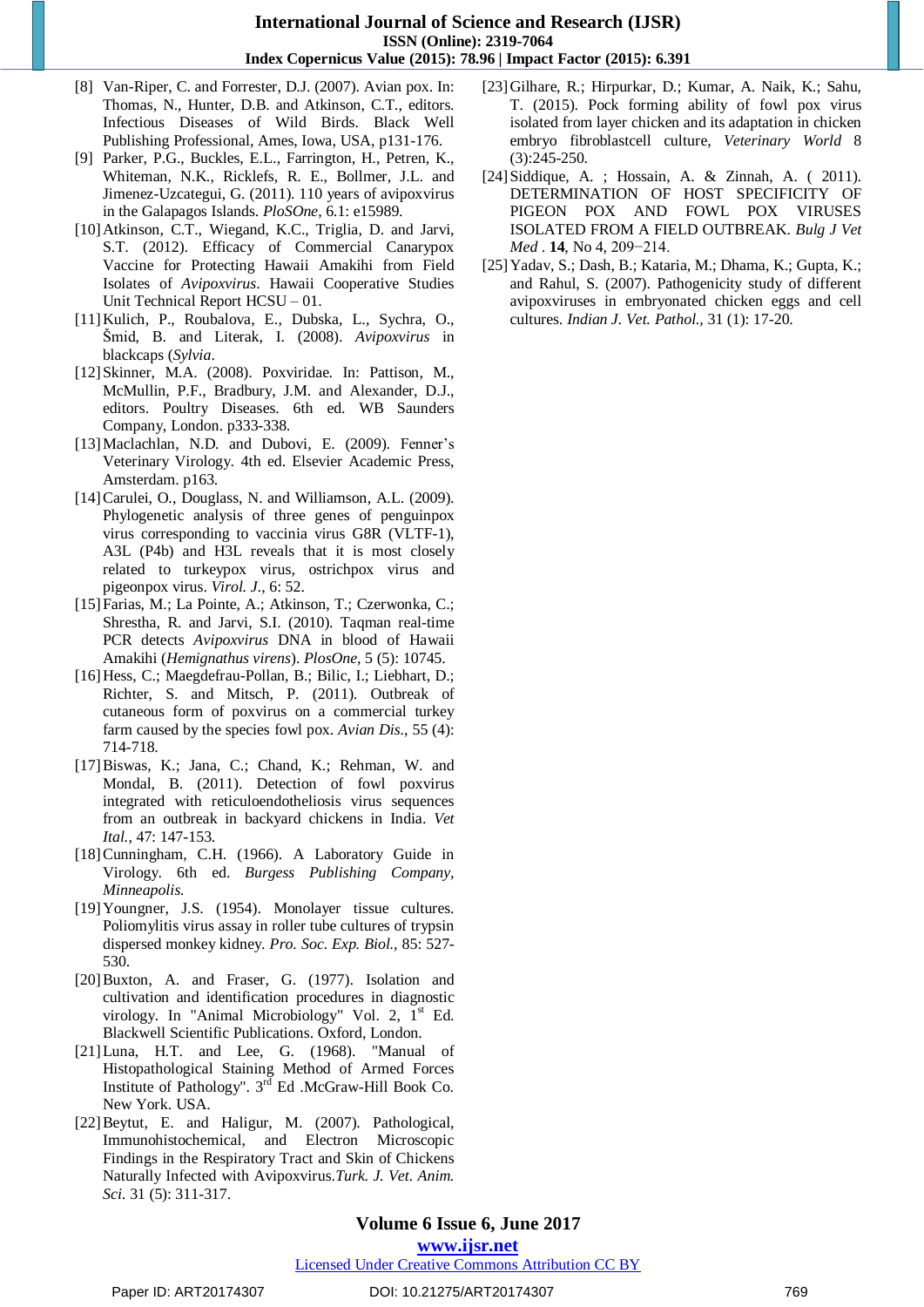[8] Van-Riper, C. and Forrester, D.J. (2007). Avian pox. In: Thomas, N., Hunter, D.B. and Atkinson, C.T., editors. Infectious Diseases of Wild Birds. Black Well Publishing Professional, Ames, Iowa, USA, p131-176.

[9] Parker, P.G., Buckles, E.L., Farrington, H., Petren, K., Whiteman, N.K., Ricklefs, R. E., Bollmer, J.L. and Jimenez-Uzcategui, G. (2011). 110 years of avipoxvirus in the Galapagos Islands. *PloSOne*, 6.1: e15989.

[10] Atkinson, C.T., Wiegand, K.C., Triglia, D. and Jarvi, S.T. (2012). Efficacy of Commercial Canarypox Vaccine for Protecting Hawaii Amakihi from Field Isolates of *Avipoxvirus*. Hawaii Cooperative Studies Unit Technical Report HCSU – 01.

[11] Kulich, P., Roubalova, E., Dubska, L., Sychra, O., Šmid, B. and Literak, I. (2008). *Avipoxvirus* in blackcaps (*Sylvia*.

[12] Skinner, M.A. (2008). Poxviridae. In: Pattison, M., McMullin, P.F., Bradbury, J.M. and Alexander, D.J., editors. Poultry Diseases. 6th ed. WB Saunders Company, London. p333-338.

[13] Maclachlan, N.D. and Dubovi, E. (2009). Fenner's Veterinary Virology. 4th ed. Elsevier Academic Press, Amsterdam. p163.

[14] Carulei, O., Douglass, N. and Williamson, A.L. (2009). Phylogenetic analysis of three genes of penguinpox virus corresponding to vaccinia virus G8R (VLTF-1), A3L (P4b) and H3L reveals that it is most closely related to turkeypox virus, ostrichpox virus and pigeonpox virus. *Virol. J.*, 6: 52.

[15] Farias, M.; La Pointe, A.; Atkinson, T.; Czerwonka, C.; Shrestha, R. and Jarvi, S.I. (2010). Taqman real-time PCR detects *Avipoxvirus* DNA in blood of Hawaii Amakihi (*Hemignathus virens*). *PlosOne*, 5 (5): 10745.

[16] Hess, C.; Maegdefrau-Pollan, B.; Bilic, I.; Liebhart, D.; Richter, S. and Mitsch, P. (2011). Outbreak of cutaneous form of poxvirus on a commercial turkey farm caused by the species fowl pox. *Avian Dis.*, 55 (4): 714-718.

[17] Biswas, K.; Jana, C.; Chand, K.; Rehman, W. and Mondal, B. (2011). Detection of fowl poxvirus integrated with reticuloendotheliosis virus sequences from an outbreak in backyard chickens in India. *Vet Ital.*, 47: 147-153.

[18] Cunningham, C.H. (1966). A Laboratory Guide in Virology. 6th ed. *Burgess Publishing Company, Minneapolis.*

[19] Youngner, J.S. (1954). Monolayer tissue cultures. Poliomylitis virus assay in roller tube cultures of trypsin dispersed monkey kidney. *Pro. Soc. Exp. Biol.*, 85: 527-530.

[20] Buxton, A. and Fraser, G. (1977). Isolation and cultivation and identification procedures in diagnostic virology. In "Animal Microbiology" Vol. 2, 1st Ed. Blackwell Scientific Publications. Oxford, London.

[21] Luna, H.T. and Lee, G. (1968). "Manual of Histopathological Staining Method of Armed Forces Institute of Pathology". 3rd Ed .McGraw-Hill Book Co. New York. USA.

[22] Beytut, E. and Haligur, M. (2007). Pathological, Immunohistochemical, and Electron Microscopic Findings in the Respiratory Tract and Skin of Chickens Naturally Infected with Avipoxvirus.*Turk. J. Vet. Anim. Sci.* 31 (5): 311-317.

[23] Gilhare, R.; Hirpurkar, D.; Kumar, A. Naik, K.; Sahu, T. (2015). Pock forming ability of fowl pox virus isolated from layer chicken and its adaptation in chicken embryo fibroblastcell culture, *Veterinary World* 8 (3):245-250.

[24] Siddique, A. ; Hossain, A. & Zinnah, A. ( 2011). DETERMINATION OF HOST SPECIFICITY OF PIGEON POX AND FOWL POX VIRUSES ISOLATED FROM A FIELD OUTBREAK. *Bulg J Vet Med* . **14**, No 4, 209−214.

[25] Yadav, S.; Dash, B.; Kataria, M.; Dhama, K.; Gupta, K.; and Rahul, S. (2007). Pathogenicity study of different avipoxviruses in embryonated chicken eggs and cell cultures. *Indian J. Vet. Pathol.*, 31 (1): 17-20.